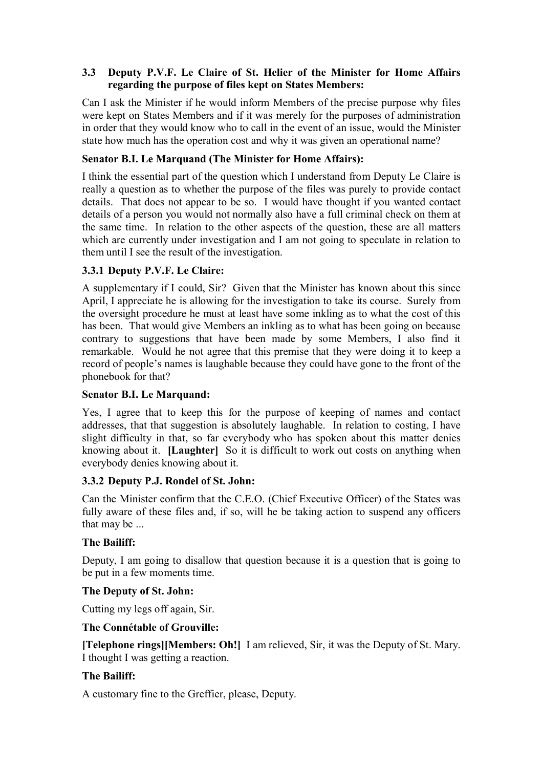### 3.3 Deputy P.V.F. Le Claire of St. Helier of the Minister for Home Affairs regarding the purpose of files kept on States Members:

Can I ask the Minister if he would inform Members of the precise purpose why files were kept on States Members and if it was merely for the purposes of administration in order that they would know who to call in the event of an issue, would the Minister state how much has the operation cost and why it was given an operational name?

**Senator B.I. Le Marquand (The Minister for Home Affairs):**

I think the essential part of the question which I understand from Deputy Le Claire is really a question as to whether the purpose of the files was purely to provide contact details. That does not appear to be so. I would have thought if you wanted contact details of a person you would not normally also have a full criminal check on them at the same time. In relation to the other aspects of the question, these are all matters which are currently under investigation and I am not going to speculate in relation to them until I see the result of the investigation.

#### 3.3.1 Deputy P.V.F. Le Claire:

A supplementary if I could, Sir? Given that the Minister has known about this since April, I appreciate he is allowing for the investigation to take its course. Surely from the oversight procedure he must at least have some inkling as to what the cost of this has been. That would give Members an inkling as to what has been going on because contrary to suggestions that have been made by some Members, I also find it remarkable. Would he not agree that this premise that they were doing it to keep a record of people's names is laughable because they could have gone to the front of the phonebook for that?

**Senator B.I. Le Marquand:**

Yes, I agree that to keep this for the purpose of keeping of names and contact addresses, that that suggestion is absolutely laughable. In relation to costing, I have slight difficulty in that, so far everybody who has spoken about this matter denies knowing about it. **[Laughter]** So it is difficult to work out costs on anything when everybody denies knowing about it.

#### 3.3.2 Deputy P.J. Rondel of St. John:

Can the Minister confirm that the C.E.O. (Chief Executive Officer) of the States was fully aware of these files and, if so, will he be taking action to suspend any officers that may be ...

**The Bailiff:**

Deputy, I am going to disallow that question because it is a question that is going to be put in a few moments time.

**The Deputy of St. John:**

Cutting my legs off again, Sir.

**The Connétable of Grouville:**

**[Telephone rings][Members: Oh!]** I am relieved, Sir, it was the Deputy of St. Mary. I thought I was getting a reaction.

**The Bailiff:**

A customary fine to the Greffier, please, Deputy.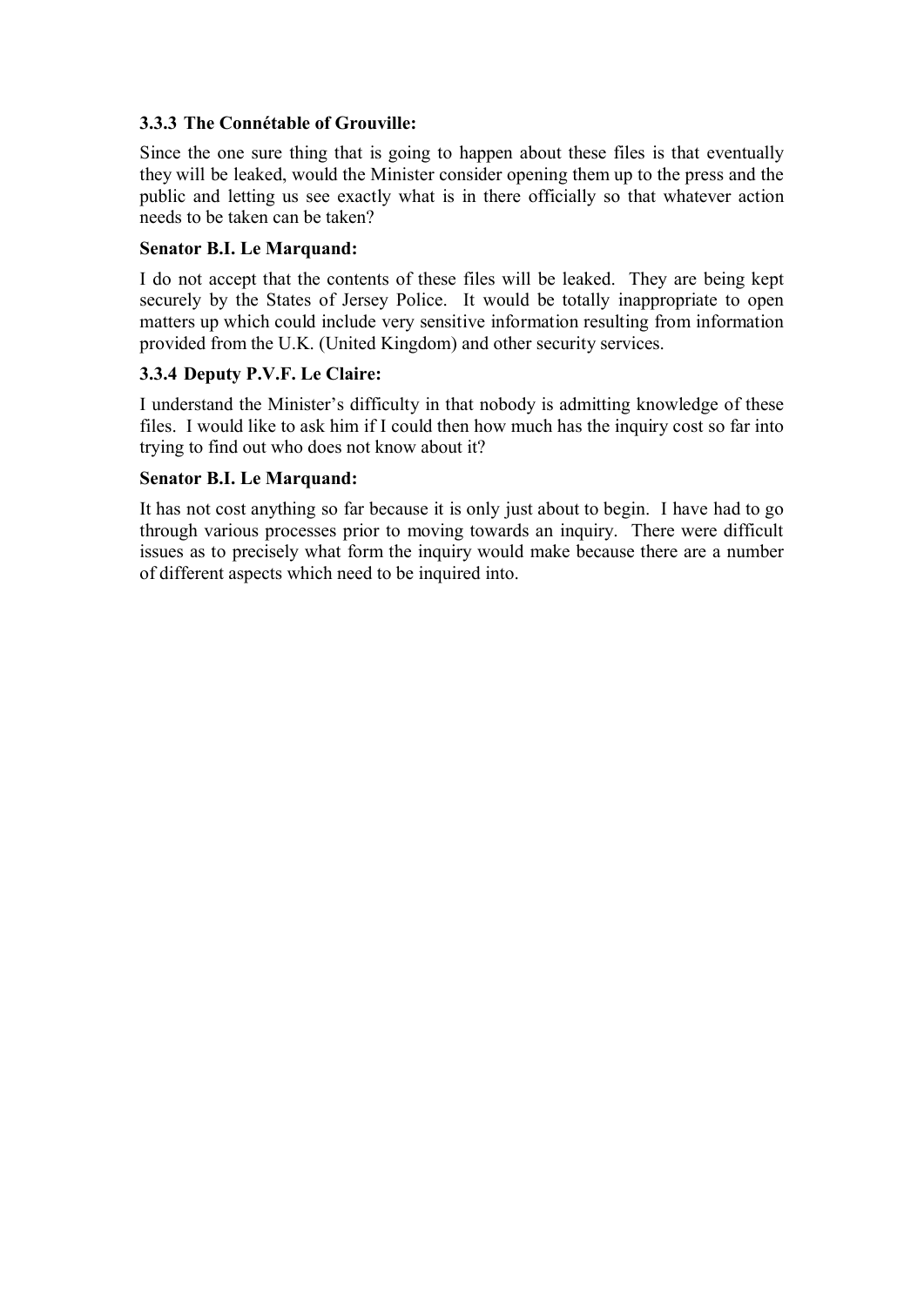### 3.3.3 The Connétable of Grouville:

Since the one sure thing that is going to happen about these files is that eventually they will be leaked, would the Minister consider opening them up to the press and the public and letting us see exactly what is in there officially so that whatever action needs to be taken can be taken?

**Senator B.I. Le Marquand:**

I do not accept that the contents of these files will be leaked. They are being kept securely by the States of Jersey Police. It would be totally inappropriate to open matters up which could include very sensitive information resulting from information provided from the U.K. (United Kingdom) and other security services.

### 3.3.4 Deputy P.V.F. Le Claire:

I understand the Minister's difficulty in that nobody is admitting knowledge of these files. I would like to ask him if I could then how much has the inquiry cost so far into trying to find out who does not know about it?

**Senator B.I. Le Marquand:**

It has not cost anything so far because it is only just about to begin. I have had to go through various processes prior to moving towards an inquiry. There were difficult issues as to precisely what form the inquiry would make because there are a number of different aspects which need to be inquired into.